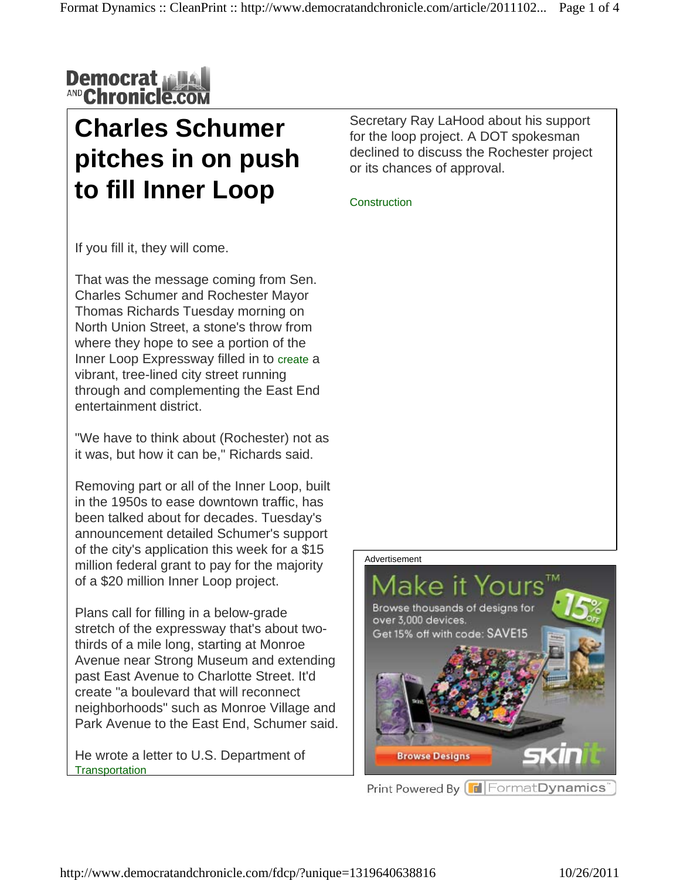# Charles Schumer pitches in on push to fill Inner Loop

If you fill it, they will come.

That was the message coming from Sen. Charles Schumer and Rochester Mayor Thomas Richards Tuesday morning on North Union Street, a stone's throw from where they hope to see a portion of the Inner Loop Expressway filled in to create a vibrant, tree-lined city street running through and complementing the East End entertainment district.

"We have to think about (Rochester) not as it was, but how it can be," Richards said.

Removing part or all of the Inner Loop, built in the 1950s to ease downtown traffic, has been talked about for decades. Tuesday's announcement detailed Schumer's support of the city's application this week for a $15 million federal grant to pay for the majority of a $20 million Inner Loop project.

Plans call for filling in a below-grade stretch of the expressway that's about two-thirds of a mile long, starting at Monroe Avenue near Strong Museum and extending past East Avenue to Charlotte Street. It'd create "a boulevard that will reconnect neighborhoods" such as Monroe Village and Park Avenue to the East End, Schumer said.

He wrote a letter to U.S. Department of Transportation Secretary Ray LaHood about his support for the loop project. A DOT spokesman declined to discuss the Rochester project or its chances of approval.

Construction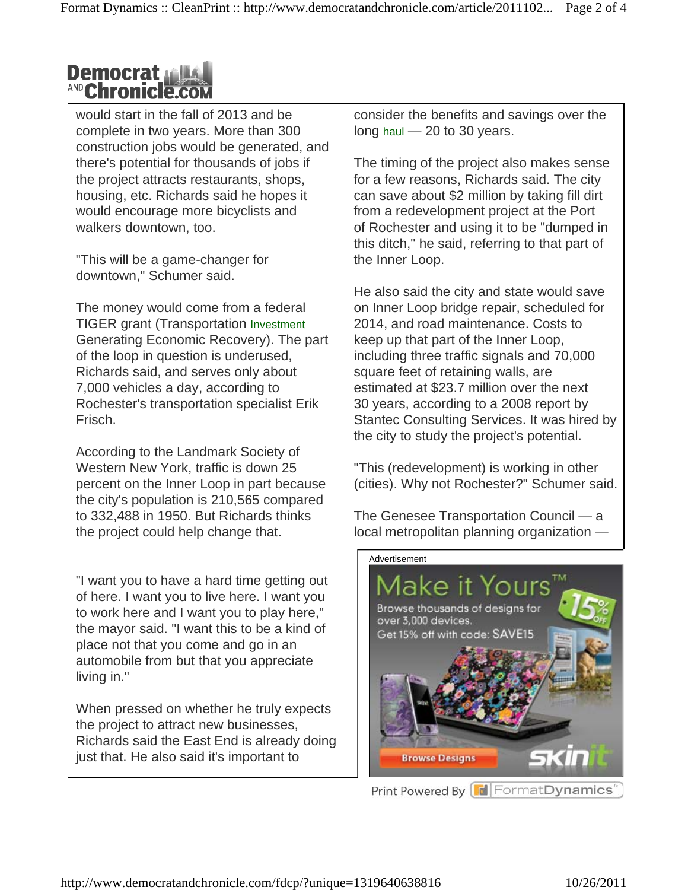would start in the fall of 2013 and be complete in two years. More than 300 construction jobs would be generated, and there's potential for thousands of jobs if the project attracts restaurants, shops, housing, etc. Richards said he hopes it would encourage more bicyclists and walkers downtown, too.

"This will be a game-changer for downtown," Schumer said.

The money would come from a federal TIGER grant (Transportation Investment Generating Economic Recovery). The part of the loop in question is underused, Richards said, and serves only about 7,000 vehicles a day, according to Rochester's transportation specialist Erik Frisch.

According to the Landmark Society of Western New York, traffic is down 25 percent on the Inner Loop in part because the city's population is 210,565 compared to 332,488 in 1950. But Richards thinks the project could help change that.

"I want you to have a hard time getting out of here. I want you to live here. I want you to work here and I want you to play here," the mayor said. "I want this to be a kind of place not that you come and go in an automobile from but that you appreciate living in."

When pressed on whether he truly expects the project to attract new businesses, Richards said the East End is already doing just that. He also said it's important to consider the benefits and savings over the long haul — 20 to 30 years.

The timing of the project also makes sense for a few reasons, Richards said. The city can save about $2 million by taking fill dirt from a redevelopment project at the Port of Rochester and using it to be "dumped in this ditch," he said, referring to that part of the Inner Loop.

He also said the city and state would save on Inner Loop bridge repair, scheduled for 2014, and road maintenance. Costs to keep up that part of the Inner Loop, including three traffic signals and 70,000 square feet of retaining walls, are estimated at $23.7 million over the next 30 years, according to a 2008 report by Stantec Consulting Services. It was hired by the city to study the project's potential.

"This (redevelopment) is working in other (cities). Why not Rochester?" Schumer said.

The Genesee Transportation Council — a local metropolitan planning organization —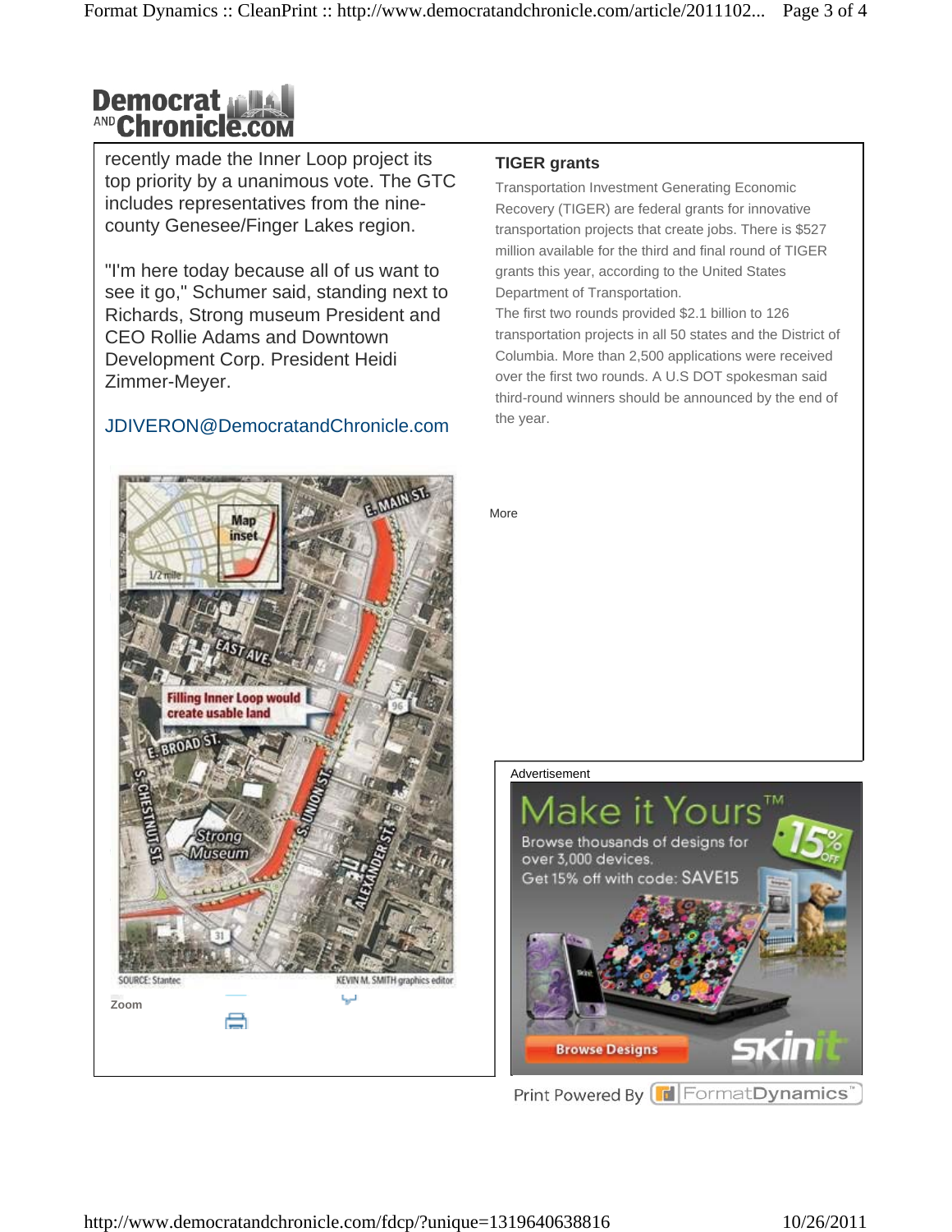recently made the Inner Loop project its top priority by a unanimous vote. The GTC includes representatives from the nine-county Genesee/Finger Lakes region.

"I'm here today because all of us want to see it go," Schumer said, standing next to Richards, Strong museum President and CEO Rollie Adams and Downtown Development Corp. President Heidi Zimmer-Meyer.

JDIVERON@DemocratandChronicle.com

SOURCE: Stantec KEVIN M. SMITH graphics editor

Zoom

### TIGER grants

Transportation Investment Generating Economic Recovery (TIGER) are federal grants for innovative transportation projects that create jobs. There is $527 million available for the third and final round of TIGER grants this year, according to the United States Department of Transportation.

The first two rounds provided $2.1 billion to 126 transportation projects in all 50 states and the District of Columbia. More than 2,500 applications were received over the first two rounds. A U.S DOT spokesman said third-round winners should be announced by the end of the year.

More

Advertisement

Print Powered By FormatDynamics